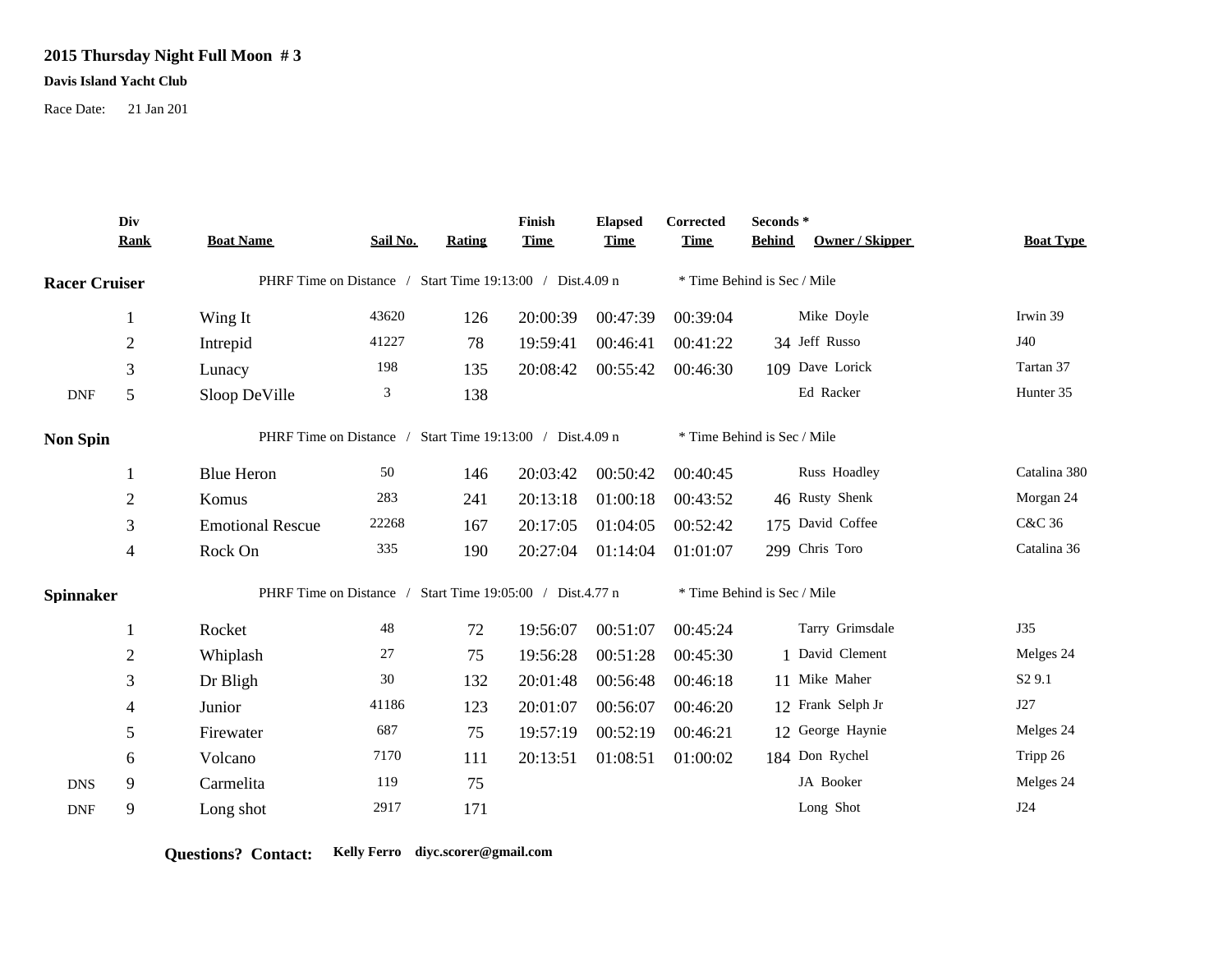# 2015 Thursday Night Full Moon # 3

**Davis Island Yacht Club**

Race Date: 21 Jan 201

| | Div Rank | Boat Name | Sail No. | Rating | Finish Time | Elapsed Time | Corrected Time | Seconds * Behind | Owner / Skipper | Boat Type |
|---|---|---|---|---|---|---|---|---|---|---|
| **Racer Cruiser** | | PHRF Time on Distance / Start Time 19:13:00 / Dist.4.09 n | | | | | * Time Behind is Sec / Mile | | | |
| | 1 | Wing It | 43620 | 126 | 20:00:39 | 00:47:39 | 00:39:04 | | Mike Doyle | Irwin 39 |
| | 2 | Intrepid | 41227 | 78 | 19:59:41 | 00:46:41 | 00:41:22 | 34 | Jeff Russo | J40 |
| | 3 | Lunacy | 198 | 135 | 20:08:42 | 00:55:42 | 00:46:30 | 109 | Dave Lorick | Tartan 37 |
| DNF | 5 | Sloop DeVille | 3 | 138 | | | | | Ed Racker | Hunter 35 |
| **Non Spin** | | PHRF Time on Distance / Start Time 19:13:00 / Dist.4.09 n | | | | | * Time Behind is Sec / Mile | | | |
| | 1 | Blue Heron | 50 | 146 | 20:03:42 | 00:50:42 | 00:40:45 | | Russ Hoadley | Catalina 380 |
| | 2 | Komus | 283 | 241 | 20:13:18 | 01:00:18 | 00:43:52 | 46 | Rusty Shenk | Morgan 24 |
| | 3 | Emotional Rescue | 22268 | 167 | 20:17:05 | 01:04:05 | 00:52:42 | 175 | David Coffee | C&C 36 |
| | 4 | Rock On | 335 | 190 | 20:27:04 | 01:14:04 | 01:01:07 | 299 | Chris Toro | Catalina 36 |
| **Spinnaker** | | PHRF Time on Distance / Start Time 19:05:00 / Dist.4.77 n | | | | | * Time Behind is Sec / Mile | | | |
| | 1 | Rocket | 48 | 72 | 19:56:07 | 00:51:07 | 00:45:24 | | Tarry Grimsdale | J35 |
| | 2 | Whiplash | 27 | 75 | 19:56:28 | 00:51:28 | 00:45:30 | 1 | David Clement | Melges 24 |
| | 3 | Dr Bligh | 30 | 132 | 20:01:48 | 00:56:48 | 00:46:18 | 11 | Mike Maher | S2 9.1 |
| | 4 | Junior | 41186 | 123 | 20:01:07 | 00:56:07 | 00:46:20 | 12 | Frank Selph Jr | J27 |
| | 5 | Firewater | 687 | 75 | 19:57:19 | 00:52:19 | 00:46:21 | 12 | George Haynie | Melges 24 |
| | 6 | Volcano | 7170 | 111 | 20:13:51 | 01:08:51 | 01:00:02 | 184 | Don Rychel | Tripp 26 |
| DNS | 9 | Carmelita | 119 | 75 | | | | | JA Booker | Melges 24 |
| DNF | 9 | Long shot | 2917 | 171 | | | | | Long Shot | J24 |

**Questions? Contact:** **Kelly Ferro diyc.scorer@gmail.com**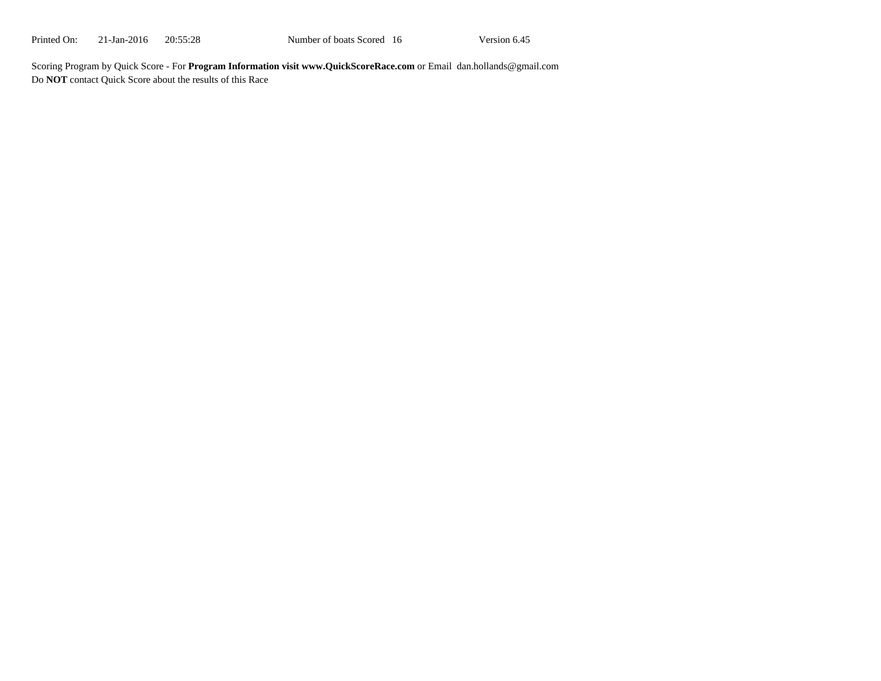Printed On: 21-Jan-2016 20:55:28 Number of boats Scored 16 Version 6.45

Scoring Program by Quick Score - For **Program Information visit www.QuickScoreRace.com** or Email dan.hollands@gmail.com
Do **NOT** contact Quick Score about the results of this Race